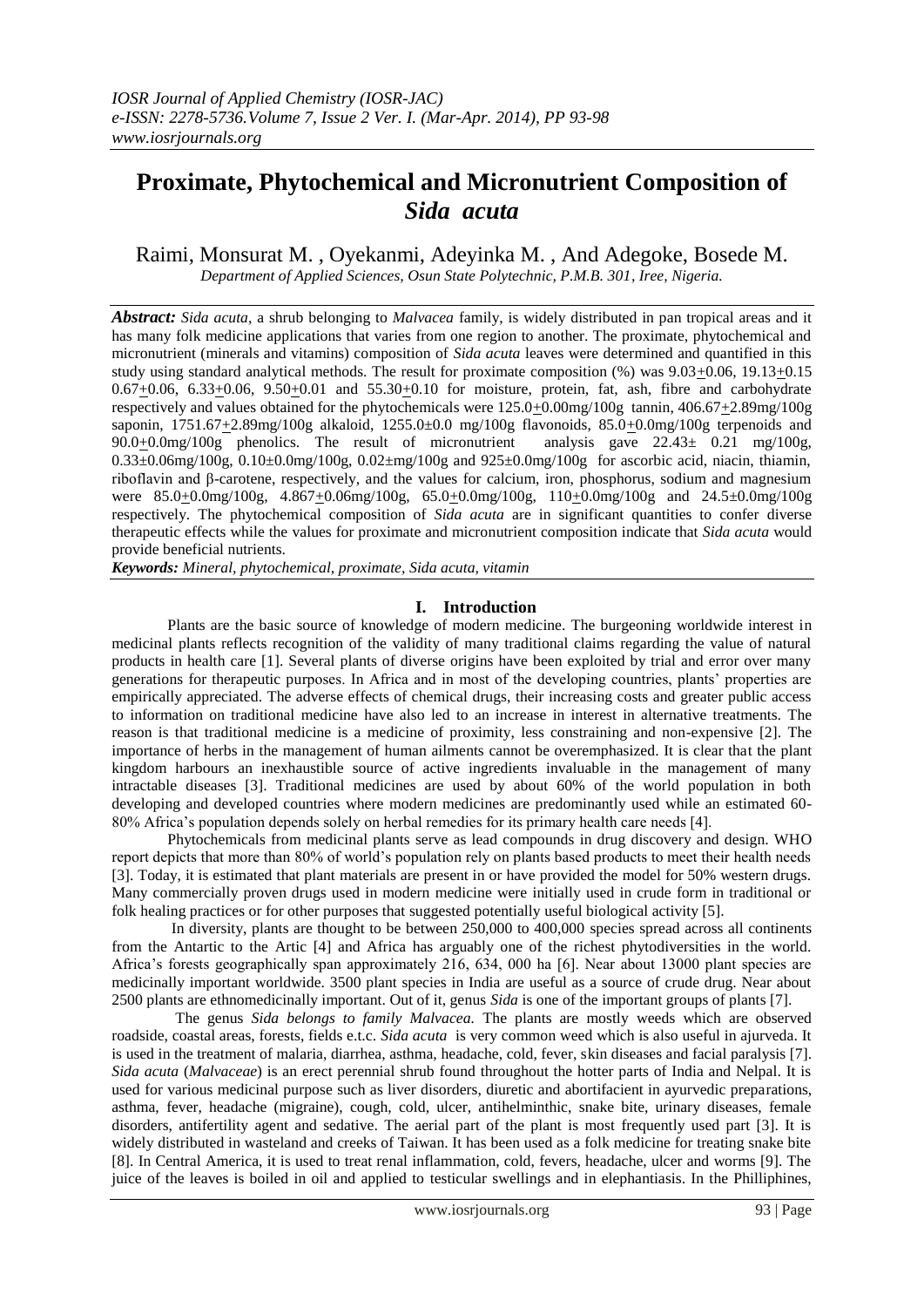# Proximate, Phytochemical and Micronutrient Composition of *Sida acuta*

Raimi, Monsurat M. , Oyekanmi, Adeyinka M. , And Adegoke, Bosede M.

*Department of Applied Sciences, Osun State Polytechnic, P.M.B. 301, Iree, Nigeria.*

***Abstract:*** *Sida acuta*, a shrub belonging to *Malvacea* family, is widely distributed in pan tropical areas and it has many folk medicine applications that varies from one region to another. The proximate, phytochemical and micronutrient (minerals and vitamins) composition of *Sida acuta* leaves were determined and quantified in this study using standard analytical methods. The result for proximate composition (%) was 9.03+0.06, 19.13+0.15 0.67+0.06, 6.33+0.06, 9.50+0.01 and 55.30+0.10 for moisture, protein, fat, ash, fibre and carbohydrate respectively and values obtained for the phytochemicals were 125.0+0.00mg/100g tannin, 406.67+2.89mg/100g saponin, 1751.67+2.89mg/100g alkaloid, 1255.0±0.0 mg/100g flavonoids, 85.0+0.0mg/100g terpenoids and 90.0+0.0mg/100g phenolics. The result of micronutrient analysis gave 22.43± 0.21 mg/100g, 0.33±0.06mg/100g, 0.10±0.0mg/100g, 0.02±mg/100g and 925±0.0mg/100g for ascorbic acid, niacin, thiamin, riboflavin and β-carotene, respectively, and the values for calcium, iron, phosphorus, sodium and magnesium were 85.0+0.0mg/100g, 4.867+0.06mg/100g, 65.0+0.0mg/100g, 110+0.0mg/100g and 24.5±0.0mg/100g respectively. The phytochemical composition of *Sida acuta* are in significant quantities to confer diverse therapeutic effects while the values for proximate and micronutrient composition indicate that *Sida acuta* would provide beneficial nutrients.

***Keywords:*** *Mineral, phytochemical, proximate, Sida acuta, vitamin*

## I. Introduction

Plants are the basic source of knowledge of modern medicine. The burgeoning worldwide interest in medicinal plants reflects recognition of the validity of many traditional claims regarding the value of natural products in health care [1]. Several plants of diverse origins have been exploited by trial and error over many generations for therapeutic purposes. In Africa and in most of the developing countries, plants' properties are empirically appreciated. The adverse effects of chemical drugs, their increasing costs and greater public access to information on traditional medicine have also led to an increase in interest in alternative treatments. The reason is that traditional medicine is a medicine of proximity, less constraining and non-expensive [2]. The importance of herbs in the management of human ailments cannot be overemphasized. It is clear that the plant kingdom harbours an inexhaustible source of active ingredients invaluable in the management of many intractable diseases [3]. Traditional medicines are used by about 60% of the world population in both developing and developed countries where modern medicines are predominantly used while an estimated 60-80% Africa's population depends solely on herbal remedies for its primary health care needs [4].

Phytochemicals from medicinal plants serve as lead compounds in drug discovery and design. WHO report depicts that more than 80% of world's population rely on plants based products to meet their health needs [3]. Today, it is estimated that plant materials are present in or have provided the model for 50% western drugs. Many commercially proven drugs used in modern medicine were initially used in crude form in traditional or folk healing practices or for other purposes that suggested potentially useful biological activity [5].

In diversity, plants are thought to be between 250,000 to 400,000 species spread across all continents from the Antartic to the Artic [4] and Africa has arguably one of the richest phytodiversities in the world. Africa's forests geographically span approximately 216, 634, 000 ha [6]. Near about 13000 plant species are medicinally important worldwide. 3500 plant species in India are useful as a source of crude drug. Near about 2500 plants are ethnomedicinally important. Out of it, genus *Sida* is one of the important groups of plants [7].

The genus *Sida belongs to family Malvacea.* The plants are mostly weeds which are observed roadside, coastal areas, forests, fields e.t.c. *Sida acuta* is very common weed which is also useful in ajurveda. It is used in the treatment of malaria, diarrhea, asthma, headache, cold, fever, skin diseases and facial paralysis [7]. *Sida acuta* (*Malvaceae*) is an erect perennial shrub found throughout the hotter parts of India and Nelpal. It is used for various medicinal purpose such as liver disorders, diuretic and abortifacient in ayurvedic preparations, asthma, fever, headache (migraine), cough, cold, ulcer, antihelminthic, snake bite, urinary diseases, female disorders, antifertility agent and sedative. The aerial part of the plant is most frequently used part [3]. It is widely distributed in wasteland and creeks of Taiwan. It has been used as a folk medicine for treating snake bite [8]. In Central America, it is used to treat renal inflammation, cold, fevers, headache, ulcer and worms [9]. The juice of the leaves is boiled in oil and applied to testicular swellings and in elephantiasis. In the Phillhipines,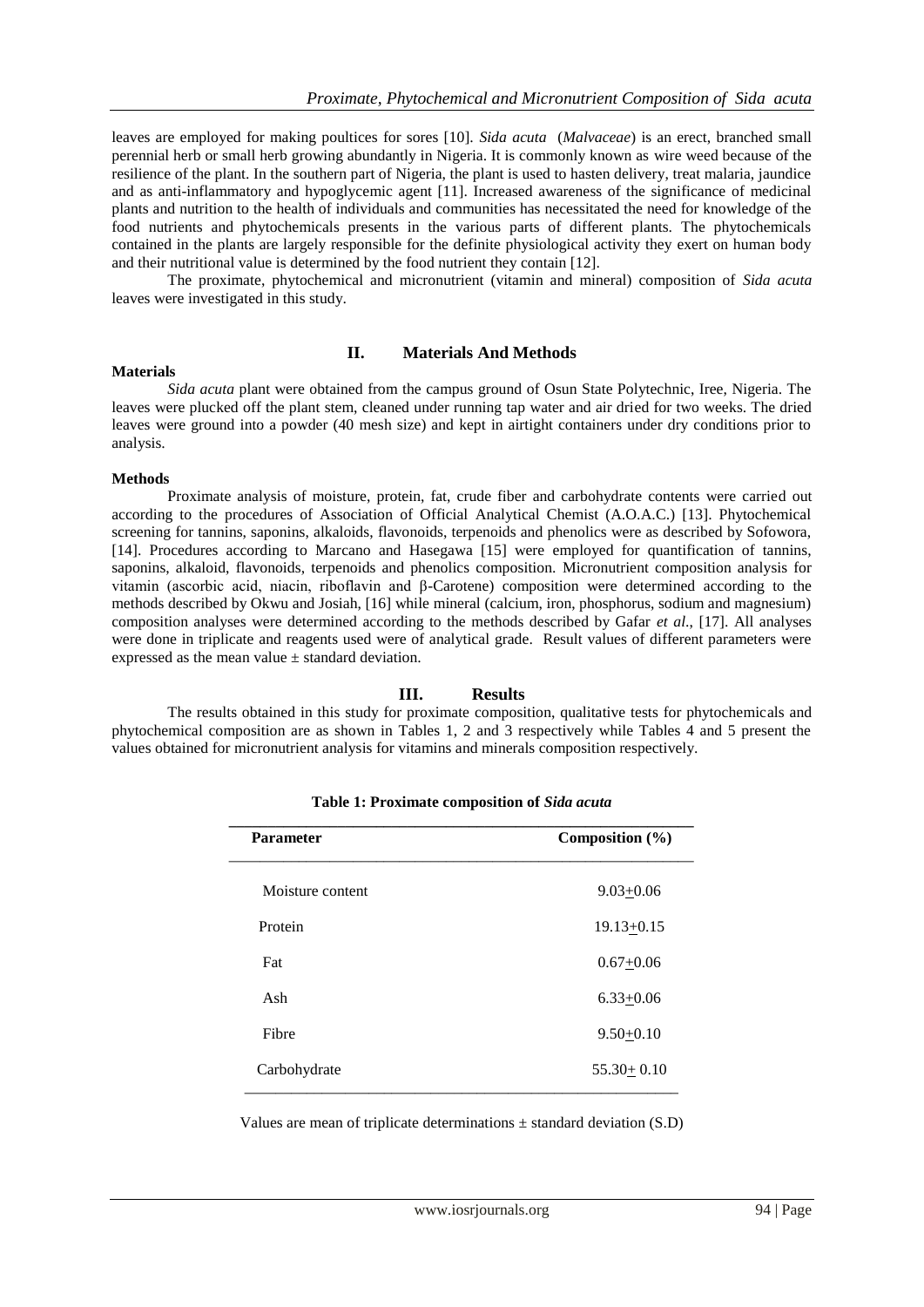leaves are employed for making poultices for sores [10]. *Sida acuta* (*Malvaceae*) is an erect, branched small perennial herb or small herb growing abundantly in Nigeria. It is commonly known as wire weed because of the resilience of the plant. In the southern part of Nigeria, the plant is used to hasten delivery, treat malaria, jaundice and as anti-inflammatory and hypoglycemic agent [11]. Increased awareness of the significance of medicinal plants and nutrition to the health of individuals and communities has necessitated the need for knowledge of the food nutrients and phytochemicals presents in the various parts of different plants. The phytochemicals contained in the plants are largely responsible for the definite physiological activity they exert on human body and their nutritional value is determined by the food nutrient they contain [12].

The proximate, phytochemical and micronutrient (vitamin and mineral) composition of *Sida acuta* leaves were investigated in this study.

## II. Materials And Methods

### Materials

*Sida acuta* plant were obtained from the campus ground of Osun State Polytechnic, Iree, Nigeria. The leaves were plucked off the plant stem, cleaned under running tap water and air dried for two weeks. The dried leaves were ground into a powder (40 mesh size) and kept in airtight containers under dry conditions prior to analysis.

### Methods

Proximate analysis of moisture, protein, fat, crude fiber and carbohydrate contents were carried out according to the procedures of Association of Official Analytical Chemist (A.O.A.C.) [13]. Phytochemical screening for tannins, saponins, alkaloids, flavonoids, terpenoids and phenolics were as described by Sofowora, [14]. Procedures according to Marcano and Hasegawa [15] were employed for quantification of tannins, saponins, alkaloid, flavonoids, terpenoids and phenolics composition. Micronutrient composition analysis for vitamin (ascorbic acid, niacin, riboflavin and β-Carotene) composition were determined according to the methods described by Okwu and Josiah, [16] while mineral (calcium, iron, phosphorus, sodium and magnesium) composition analyses were determined according to the methods described by Gafar *et al.*, [17]. All analyses were done in triplicate and reagents used were of analytical grade. Result values of different parameters were expressed as the mean value ± standard deviation.

## III. Results

The results obtained in this study for proximate composition, qualitative tests for phytochemicals and phytochemical composition are as shown in Tables 1, 2 and 3 respectively while Tables 4 and 5 present the values obtained for micronutrient analysis for vitamins and minerals composition respectively.

**Table 1: Proximate composition of *Sida acuta***

| Parameter | Composition (%) |
|---|---|
| Moisture content | 9.03±0.06 |
| Protein | 19.13±0.15 |
| Fat | 0.67±0.06 |
| Ash | 6.33±0.06 |
| Fibre | 9.50±0.10 |
| Carbohydrate | 55.30± 0.10 |

Values are mean of triplicate determinations ± standard deviation (S.D)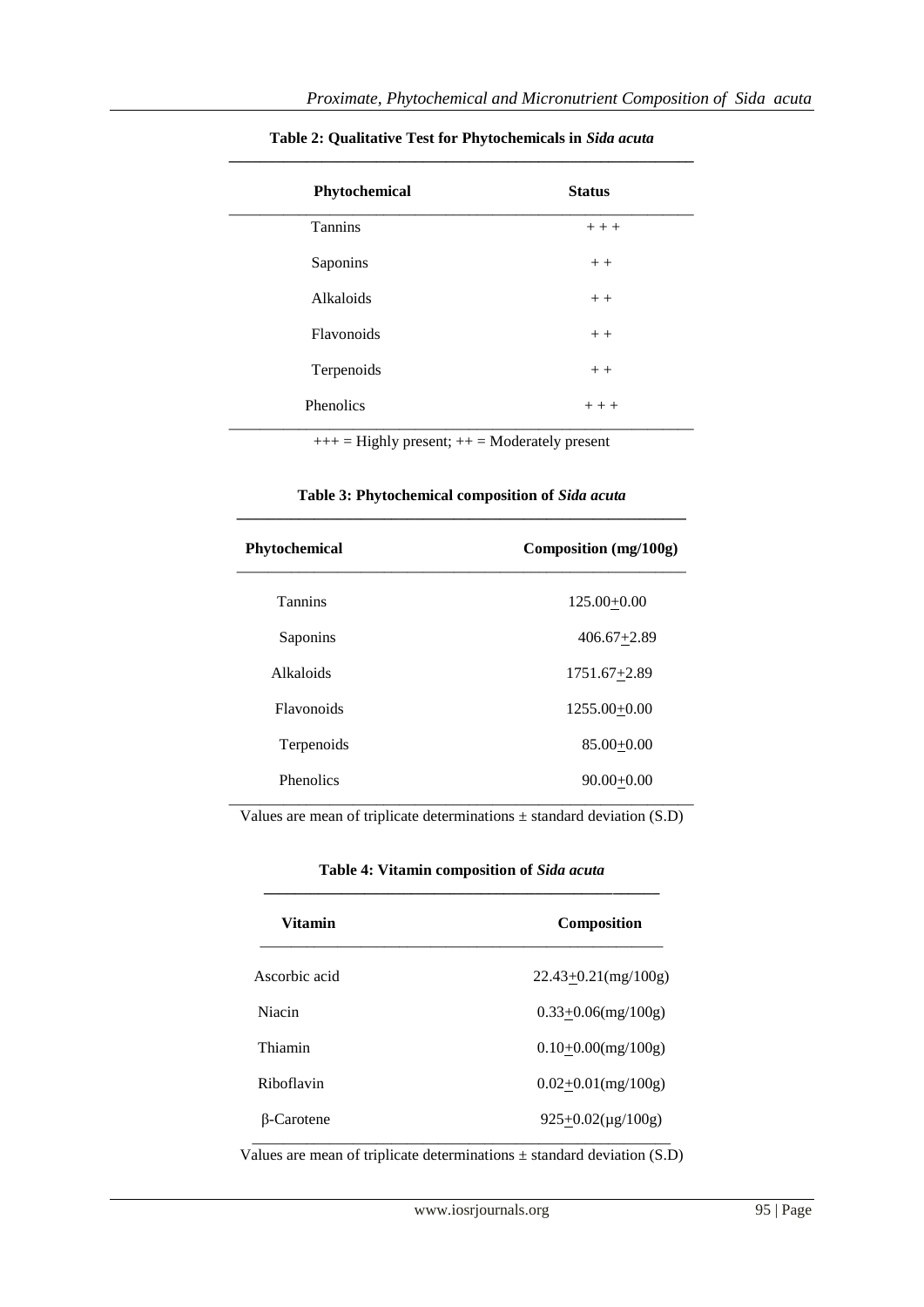**Table 2: Qualitative Test for Phytochemicals in *Sida acuta***

| Phytochemical | Status |
|---|---|
| Tannins | + + + |
| Saponins | + + |
| Alkaloids | + + |
| Flavonoids | + + |
| Terpenoids | + + |
| Phenolics | + + + |

+++ = Highly present; ++ = Moderately present

**Table 3: Phytochemical composition of *Sida acuta***

| Phytochemical | Composition (mg/100g) |
|---|---|
| Tannins | 125.00$\pm$0.00 |
| Saponins | 406.67$\pm$2.89 |
| Alkaloids | 1751.67$\pm$2.89 |
| Flavonoids | 1255.00$\pm$0.00 |
| Terpenoids | 85.00$\pm$0.00 |
| Phenolics | 90.00$\pm$0.00 |

Values are mean of triplicate determinations ± standard deviation (S.D)

**Table 4: Vitamin composition of *Sida acuta***

| Vitamin | Composition |
|---|---|
| Ascorbic acid | 22.43$\pm$0.21(mg/100g) |
| Niacin | 0.33$\pm$0.06(mg/100g) |
| Thiamin | 0.10$\pm$0.00(mg/100g) |
| Riboflavin | 0.02$\pm$0.01(mg/100g) |
| β-Carotene | 925$\pm$0.02(μg/100g) |

Values are mean of triplicate determinations ± standard deviation (S.D)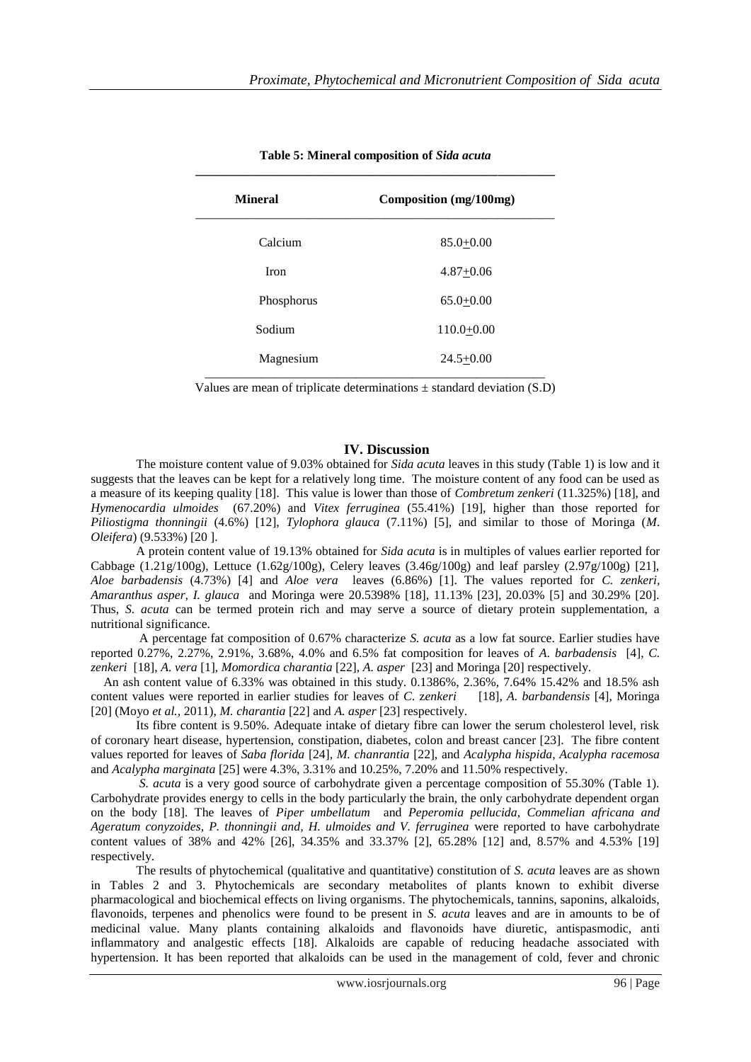**Table 5: Mineral composition of *Sida acuta***

| Mineral | Composition (mg/100mg) |
|---|---|
| Calcium | 85.0±0.00 |
| Iron | 4.87±0.06 |
| Phosphorus | 65.0±0.00 |
| Sodium | 110.0±0.00 |
| Magnesium | 24.5±0.00 |

Values are mean of triplicate determinations ± standard deviation (S.D)

## IV. Discussion

The moisture content value of 9.03% obtained for *Sida acuta* leaves in this study (Table 1) is low and it suggests that the leaves can be kept for a relatively long time. The moisture content of any food can be used as a measure of its keeping quality [18]. This value is lower than those of *Combretum zenkeri* (11.325%) [18], and *Hymenocardia ulmoides* (67.20%) and *Vitex ferruginea* (55.41%) [19], higher than those reported for *Piliostigma thonningii* (4.6%) [12], *Tylophora glauca* (7.11%) [5], and similar to those of Moringa (*M. Oleifera*) (9.533%) [20 ].

A protein content value of 19.13% obtained for *Sida acuta* is in multiples of values earlier reported for Cabbage (1.21g/100g), Lettuce (1.62g/100g), Celery leaves (3.46g/100g) and leaf parsley (2.97g/100g) [21], *Aloe barbadensis* (4.73%) [4] and *Aloe vera* leaves (6.86%) [1]. The values reported for *C. zenkeri, Amaranthus asper, I. glauca* and Moringa were 20.5398% [18], 11.13% [23], 20.03% [5] and 30.29% [20]. Thus, *S. acuta* can be termed protein rich and may serve a source of dietary protein supplementation, a nutritional significance.

A percentage fat composition of 0.67% characterize *S. acuta* as a low fat source. Earlier studies have reported 0.27%, 2.27%, 2.91%, 3.68%, 4.0% and 6.5% fat composition for leaves of *A. barbadensis* [4], *C. zenkeri* [18], *A. vera* [1], *Momordica charantia* [22], *A. asper* [23] and Moringa [20] respectively.

An ash content value of 6.33% was obtained in this study. 0.1386%, 2.36%, 7.64% 15.42% and 18.5% ash content values were reported in earlier studies for leaves of *C. zenkeri* [18], *A. barbandensis* [4], Moringa [20] (Moyo *et al.*, 2011), *M. charantia* [22] and *A. asper* [23] respectively.

Its fibre content is 9.50%. Adequate intake of dietary fibre can lower the serum cholesterol level, risk of coronary heart disease, hypertension, constipation, diabetes, colon and breast cancer [23]. The fibre content values reported for leaves of *Saba florida* [24], *M. chanrantia* [22], and *Acalypha hispida, Acalypha racemosa* and *Acalypha marginata* [25] were 4.3%, 3.31% and 10.25%, 7.20% and 11.50% respectively.

*S. acuta* is a very good source of carbohydrate given a percentage composition of 55.30% (Table 1). Carbohydrate provides energy to cells in the body particularly the brain, the only carbohydrate dependent organ on the body [18]. The leaves of *Piper umbellatum* and *Peperomia pellucida, Commelian africana and Ageratum conyzoides, P. thonningii and, H. ulmoides and V. ferruginea* were reported to have carbohydrate content values of 38% and 42% [26], 34.35% and 33.37% [2], 65.28% [12] and, 8.57% and 4.53% [19] respectively.

The results of phytochemical (qualitative and quantitative) constitution of *S. acuta* leaves are as shown in Tables 2 and 3. Phytochemicals are secondary metabolites of plants known to exhibit diverse pharmacological and biochemical effects on living organisms. The phytochemicals, tannins, saponins, alkaloids, flavonoids, terpenes and phenolics were found to be present in *S. acuta* leaves and are in amounts to be of medicinal value. Many plants containing alkaloids and flavonoids have diuretic, antispasmodic, anti inflammatory and analgestic effects [18]. Alkaloids are capable of reducing headache associated with hypertension. It has been reported that alkaloids can be used in the management of cold, fever and chronic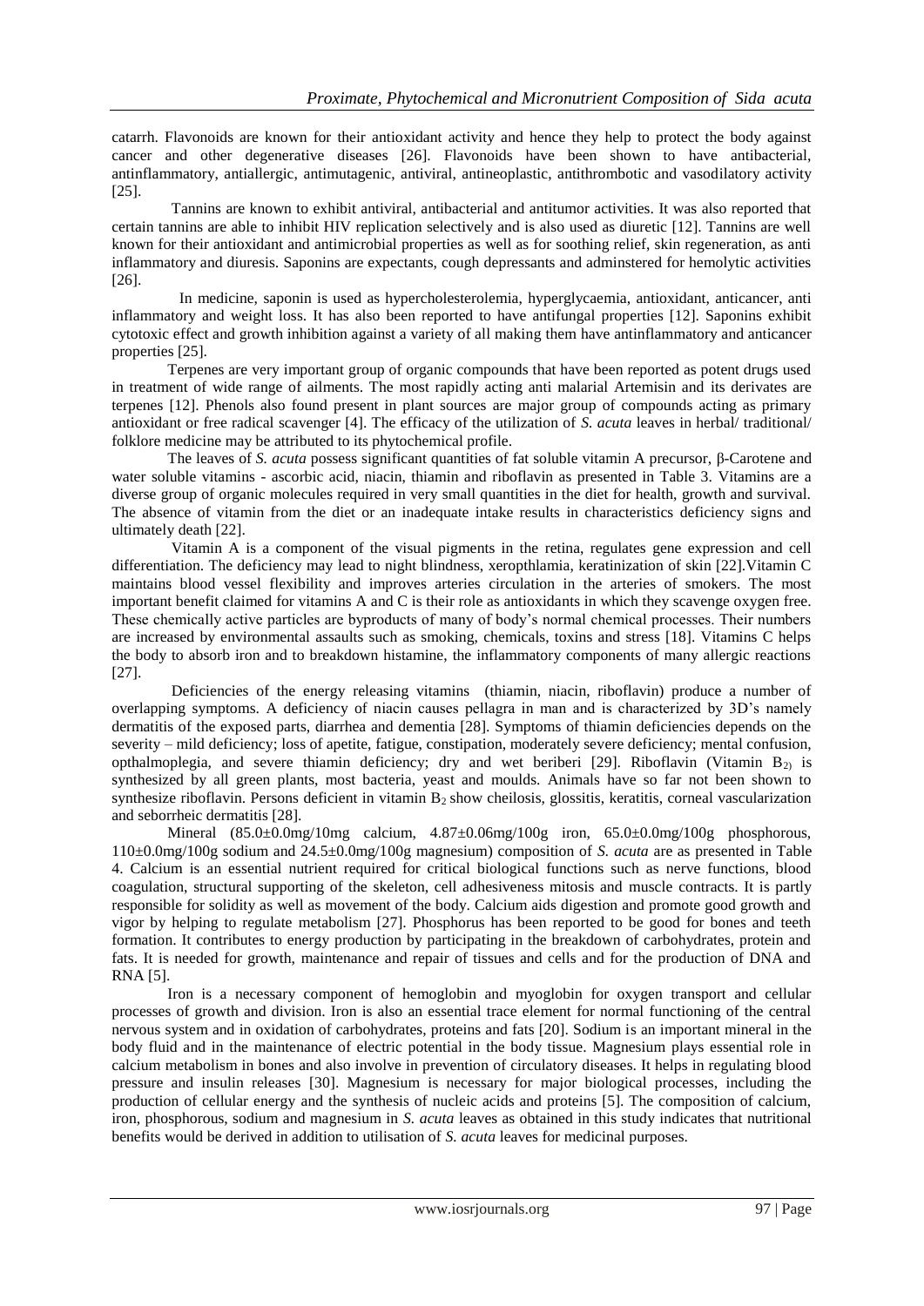catarrh. Flavonoids are known for their antioxidant activity and hence they help to protect the body against cancer and other degenerative diseases [26]. Flavonoids have been shown to have antibacterial, antinflammatory, antiallergic, antimutagenic, antiviral, antineoplastic, antithrombotic and vasodilatory activity [25].

Tannins are known to exhibit antiviral, antibacterial and antitumor activities. It was also reported that certain tannins are able to inhibit HIV replication selectively and is also used as diuretic [12]. Tannins are well known for their antioxidant and antimicrobial properties as well as for soothing relief, skin regeneration, as anti inflammatory and diuresis. Saponins are expectants, cough depressants and adminstered for hemolytic activities [26].

In medicine, saponin is used as hypercholesterolemia, hyperglycaemia, antioxidant, anticancer, anti inflammatory and weight loss. It has also been reported to have antifungal properties [12]. Saponins exhibit cytotoxic effect and growth inhibition against a variety of all making them have antinflammatory and anticancer properties [25].

Terpenes are very important group of organic compounds that have been reported as potent drugs used in treatment of wide range of ailments. The most rapidly acting anti malarial Artemisin and its derivates are terpenes [12]. Phenols also found present in plant sources are major group of compounds acting as primary antioxidant or free radical scavenger [4]. The efficacy of the utilization of *S. acuta* leaves in herbal/ traditional/ folklore medicine may be attributed to its phytochemical profile.

The leaves of *S. acuta* possess significant quantities of fat soluble vitamin A precursor, β-Carotene and water soluble vitamins - ascorbic acid, niacin, thiamin and riboflavin as presented in Table 3. Vitamins are a diverse group of organic molecules required in very small quantities in the diet for health, growth and survival. The absence of vitamin from the diet or an inadequate intake results in characteristics deficiency signs and ultimately death [22].

Vitamin A is a component of the visual pigments in the retina, regulates gene expression and cell differentiation. The deficiency may lead to night blindness, xeropthlamia, keratinization of skin [22].Vitamin C maintains blood vessel flexibility and improves arteries circulation in the arteries of smokers. The most important benefit claimed for vitamins A and C is their role as antioxidants in which they scavenge oxygen free. These chemically active particles are byproducts of many of body's normal chemical processes. Their numbers are increased by environmental assaults such as smoking, chemicals, toxins and stress [18]. Vitamins C helps the body to absorb iron and to breakdown histamine, the inflammatory components of many allergic reactions [27].

Deficiencies of the energy releasing vitamins (thiamin, niacin, riboflavin) produce a number of overlapping symptoms. A deficiency of niacin causes pellagra in man and is characterized by 3D's namely dermatitis of the exposed parts, diarrhea and dementia [28]. Symptoms of thiamin deficiencies depends on the severity – mild deficiency; loss of apetite, fatigue, constipation, moderately severe deficiency; mental confusion, opthalmoplegia, and severe thiamin deficiency; dry and wet beriberi [29]. Riboflavin (Vitamin $B_{2)}$ is synthesized by all green plants, most bacteria, yeast and moulds. Animals have so far not been shown to synthesize riboflavin. Persons deficient in vitamin $B_2$ show cheilosis, glossitis, keratitis, corneal vascularization and seborrheic dermatitis [28].

Mineral (85.0±0.0mg/10mg calcium, 4.87±0.06mg/100g iron, 65.0±0.0mg/100g phosphorous, 110±0.0mg/100g sodium and 24.5±0.0mg/100g magnesium) composition of *S. acuta* are as presented in Table 4. Calcium is an essential nutrient required for critical biological functions such as nerve functions, blood coagulation, structural supporting of the skeleton, cell adhesiveness mitosis and muscle contracts. It is partly responsible for solidity as well as movement of the body. Calcium aids digestion and promote good growth and vigor by helping to regulate metabolism [27]. Phosphorus has been reported to be good for bones and teeth formation. It contributes to energy production by participating in the breakdown of carbohydrates, protein and fats. It is needed for growth, maintenance and repair of tissues and cells and for the production of DNA and RNA [5].

Iron is a necessary component of hemoglobin and myoglobin for oxygen transport and cellular processes of growth and division. Iron is also an essential trace element for normal functioning of the central nervous system and in oxidation of carbohydrates, proteins and fats [20]. Sodium is an important mineral in the body fluid and in the maintenance of electric potential in the body tissue. Magnesium plays essential role in calcium metabolism in bones and also involve in prevention of circulatory diseases. It helps in regulating blood pressure and insulin releases [30]. Magnesium is necessary for major biological processes, including the production of cellular energy and the synthesis of nucleic acids and proteins [5]. The composition of calcium, iron, phosphorous, sodium and magnesium in *S. acuta* leaves as obtained in this study indicates that nutritional benefits would be derived in addition to utilisation of *S. acuta* leaves for medicinal purposes.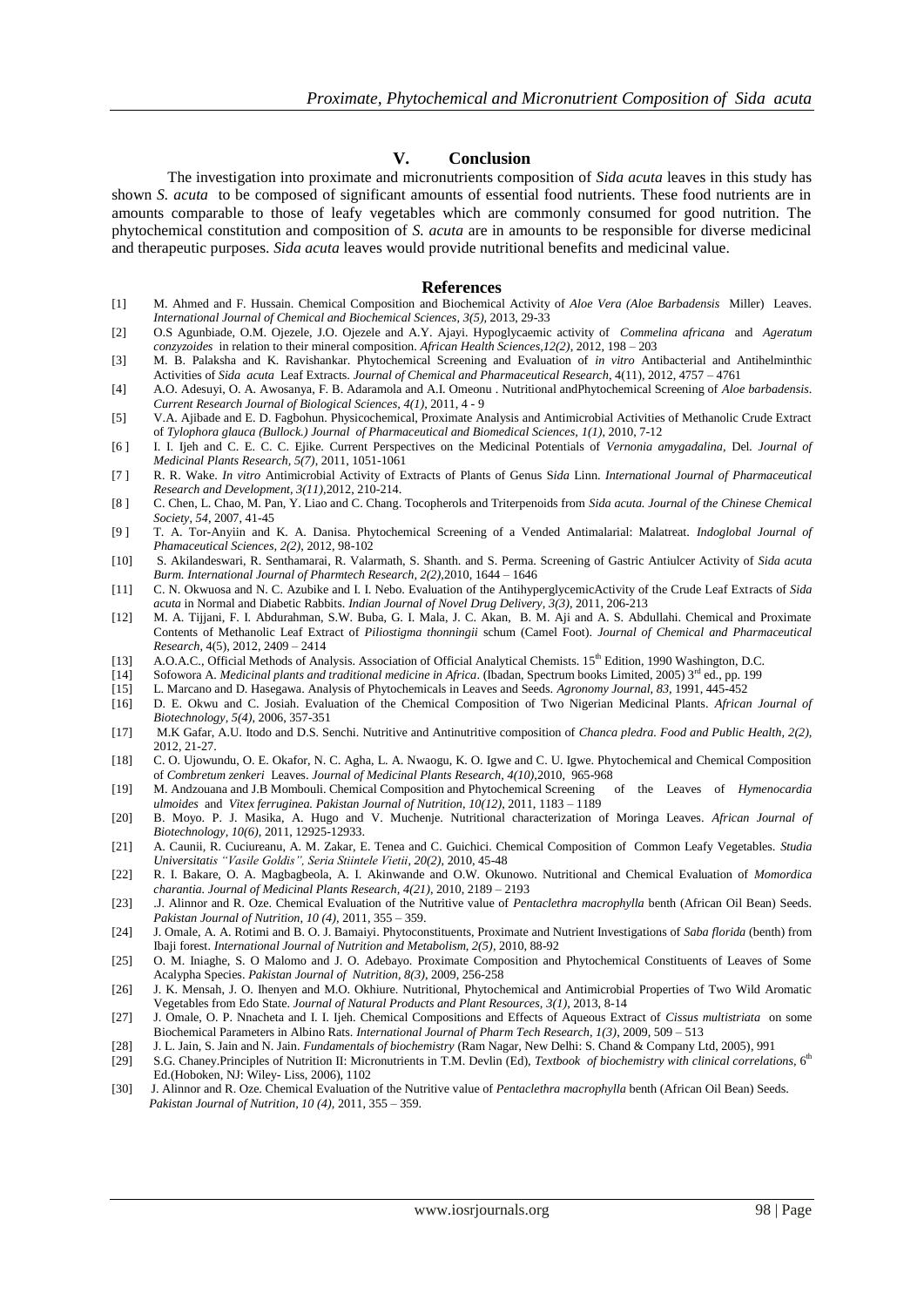## V. Conclusion

The investigation into proximate and micronutrients composition of *Sida acuta* leaves in this study has shown *S. acuta* to be composed of significant amounts of essential food nutrients. These food nutrients are in amounts comparable to those of leafy vegetables which are commonly consumed for good nutrition. The phytochemical constitution and composition of *S. acuta* are in amounts to be responsible for diverse medicinal and therapeutic purposes. *Sida acuta* leaves would provide nutritional benefits and medicinal value.

## References

[1] M. Ahmed and F. Hussain. Chemical Composition and Biochemical Activity of *Aloe Vera (Aloe Barbadensis* Miller) Leaves. *International Journal of Chemical and Biochemical Sciences, 3(5),* 2013, 29-33

[2] O.S Agunbiade, O.M. Ojezele, J.O. Ojezele and A.Y. Ajayi. Hypoglycaemic activity of *Commelina africana* and *Ageratum conzyzoides* in relation to their mineral composition. *African Health Sciences,12(2),* 2012, 198 – 203

[3] M. B. Palaksha and K. Ravishankar. Phytochemical Screening and Evaluation of *in vitro* Antibacterial and Antihelminthic Activities of *Sida acuta* Leaf Extracts. *Journal of Chemical and Pharmaceutical Research,* 4(11), 2012, 4757 – 4761

[4] A.O. Adesuyi, O. A. Awosanya, F. B. Adaramola and A.I. Omeonu . Nutritional andPhytochemical Screening of *Aloe barbadensis*. *Current Research Journal of Biological Sciences, 4(1),* 2011, 4 - 9

[5] V.A. Ajibade and E. D. Fagbohun. Physicochemical, Proximate Analysis and Antimicrobial Activities of Methanolic Crude Extract of *Tylophora glauca (Bullock.) Journal of Pharmaceutical and Biomedical Sciences, 1(1),* 2010, 7-12

[6 ] I. I. Ijeh and C. E. C. C. Ejike. Current Perspectives on the Medicinal Potentials of *Vernonia amygadalina,* Del*. Journal of Medicinal Plants Research, 5(7),* 2011, 1051-1061

[7 ] R. R. Wake. *In vitro* Antimicrobial Activity of Extracts of Plants of Genus S*ida* Linn. *International Journal of Pharmaceutical Research and Development, 3(11),*2012, 210-214.

[8 ] C. Chen, L. Chao, M. Pan, Y. Liao and C. Chang. Tocopherols and Triterpenoids from *Sida acuta. Journal of the Chinese Chemical Society, 54,* 2007, 41-45

[9 ] T. A. Tor-Anyiin and K. A. Danisa. Phytochemical Screening of a Vended Antimalarial: Malatreat. *Indoglobal Journal of Phamaceutical Sciences, 2(2),* 2012, 98-102

[10] S. Akilandeswari, R. Senthamarai, R. Valarmath, S. Shanth. and S. Perma. Screening of Gastric Antiulcer Activity of *Sida acuta Burm. International Journal of Pharmtech Research, 2(2),*2010, 1644 – 1646

[11] C. N. Okwuosa and N. C. Azubike and I. I. Nebo. Evaluation of the AntihyperglycemicActivity of the Crude Leaf Extracts of *Sida acuta* in Normal and Diabetic Rabbits. *Indian Journal of Novel Drug Delivery, 3(3),* 2011, 206-213

[12] M. A. Tijjani, F. I. Abdurahman, S.W. Buba, G. I. Mala, J. C. Akan, B. M. Aji and A. S. Abdullahi. Chemical and Proximate Contents of Methanolic Leaf Extract of *Piliostigma thonningii* schum (Camel Foot). *Journal of Chemical and Pharmaceutical Research,* 4(5), 2012, 2409 – 2414

[13] A.O.A.C., Official Methods of Analysis. Association of Official Analytical Chemists. 15th Edition, 1990 Washington, D.C.

[14] Sofowora A. *Medicinal plants and traditional medicine in Africa*. (Ibadan, Spectrum books Limited, 2005) 3rd ed., pp. 199

[15] L. Marcano and D. Hasegawa. Analysis of Phytochemicals in Leaves and Seeds. *Agronomy Journal, 83,* 1991, 445-452

[16] D. E. Okwu and C. Josiah. Evaluation of the Chemical Composition of Two Nigerian Medicinal Plants. *African Journal of Biotechnology, 5(4),* 2006, 357-351

[17] M.K Gafar, A.U. Itodo and D.S. Senchi. Nutritive and Antinutritive composition of *Chanca pledra. Food and Public Health, 2(2),* 2012, 21-27.

[18] C. O. Ujowundu, O. E. Okafor, N. C. Agha, L. A. Nwaogu, K. O. Igwe and C. U. Igwe. Phytochemical and Chemical Composition of *Combretum zenkeri* Leaves. *Journal of Medicinal Plants Research, 4(10),*2010, 965-968

[19] M. Andzouana and J.B Mombouli. Chemical Composition and Phytochemical Screening of the Leaves of *Hymenocardia ulmoides* and *Vitex ferruginea. Pakistan Journal of Nutrition, 10(12),* 2011, 1183 – 1189

[20] B. Moyo. P. J. Masika, A. Hugo and V. Muchenje. Nutritional characterization of Moringa Leaves. *African Journal of Biotechnology, 10(6),* 2011, 12925-12933.

[21] A. Caunii, R. Cuciureanu, A. M. Zakar, E. Tenea and C. Guichici. Chemical Composition of Common Leafy Vegetables. *Studia Universitatis "Vasile Goldis", Seria Stiintele Vietii, 20(2),* 2010, 45-48

[22] R. I. Bakare, O. A. Magbagbeola, A. I. Akinwande and O.W. Okunowo. Nutritional and Chemical Evaluation of *Momordica charantia. Journal of Medicinal Plants Research, 4(21),* 2010, 2189 – 2193

[23] .J. Alinnor and R. Oze. Chemical Evaluation of the Nutritive value of *Pentaclethra macrophylla* benth (African Oil Bean) Seeds. *Pakistan Journal of Nutrition, 10 (4),* 2011, 355 – 359.

[24] J. Omale, A. A. Rotimi and B. O. J. Bamaiyi. Phytoconstituents, Proximate and Nutrient Investigations of *Saba florida* (benth) from Ibaji forest. *International Journal of Nutrition and Metabolism, 2(5),* 2010, 88-92

[25] O. M. Iniaghe, S. O Malomo and J. O. Adebayo. Proximate Composition and Phytochemical Constituents of Leaves of Some Acalypha Species. *Pakistan Journal of Nutrition, 8(3),* 2009, 256-258

[26] J. K. Mensah, J. O. Ihenyen and M.O. Okhiure. Nutritional, Phytochemical and Antimicrobial Properties of Two Wild Aromatic Vegetables from Edo State. *Journal of Natural Products and Plant Resources, 3(1),* 2013, 8-14

[27] J. Omale, O. P. Nnacheta and I. I. Ijeh. Chemical Compositions and Effects of Aqueous Extract of *Cissus multistriata* on some Biochemical Parameters in Albino Rats. *International Journal of Pharm Tech Research, 1(3),* 2009, 509 – 513

[28] J. L. Jain, S. Jain and N. Jain. *Fundamentals of biochemistry* (Ram Nagar, New Delhi: S. Chand & Company Ltd, 2005), 991

[29] S.G. Chaney.Principles of Nutrition II: Micronutrients in T.M. Devlin (Ed), *Textbook of biochemistry with clinical correlations,* 6th Ed.(Hoboken, NJ: Wiley- Liss, 2006), 1102

[30] J. Alinnor and R. Oze. Chemical Evaluation of the Nutritive value of *Pentaclethra macrophylla* benth (African Oil Bean) Seeds. *Pakistan Journal of Nutrition, 10 (4),* 2011, 355 – 359.